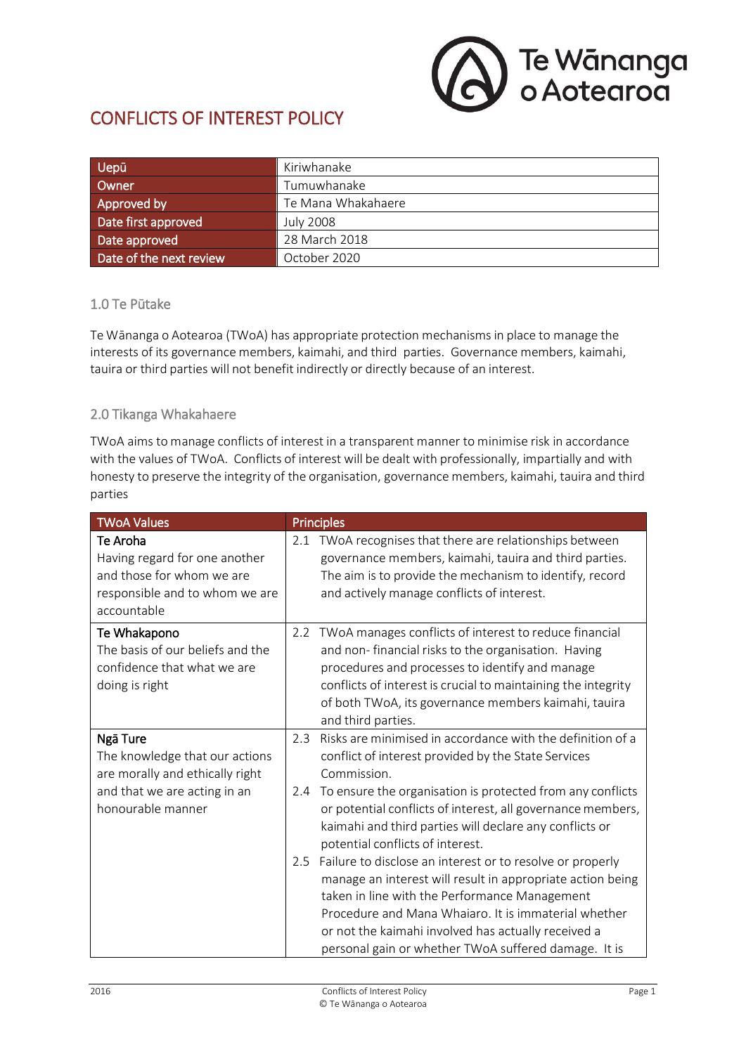# CONFLICTS OF INTEREST POLICY

| Uepū | Kiriwhanake |
|---|---|
| Owner | Tumuwhanake |
| Approved by | Te Mana Whakahaere |
| Date first approved | July 2008 |
| Date approved | 28 March 2018 |
| Date of the next review | October 2020 |

## 1.0 Te Pūtake

Te Wānanga o Aotearoa (TWoA) has appropriate protection mechanisms in place to manage the interests of its governance members, kaimahi, and third parties. Governance members, kaimahi, tauira or third parties will not benefit indirectly or directly because of an interest.

## 2.0 Tikanga Whakahaere

TWoA aims to manage conflicts of interest in a transparent manner to minimise risk in accordance with the values of TWoA. Conflicts of interest will be dealt with professionally, impartially and with honesty to preserve the integrity of the organisation, governance members, kaimahi, tauira and third parties

| TWoA Values | Principles |
|---|---|
| **Te Aroha**<br>Having regard for one another and those for whom we are responsible and to whom we are accountable | 2.1 TWoA recognises that there are relationships between governance members, kaimahi, tauira and third parties. The aim is to provide the mechanism to identify, record and actively manage conflicts of interest. |
| **Te Whakapono**<br>The basis of our beliefs and the confidence that what we are doing is right | 2.2 TWoA manages conflicts of interest to reduce financial and non- financial risks to the organisation. Having procedures and processes to identify and manage conflicts of interest is crucial to maintaining the integrity of both TWoA, its governance members kaimahi, tauira and third parties. |
| **Ngā Ture**<br>The knowledge that our actions are morally and ethically right and that we are acting in an honourable manner | 2.3 Risks are minimised in accordance with the definition of a conflict of interest provided by the State Services Commission.<br>2.4 To ensure the organisation is protected from any conflicts or potential conflicts of interest, all governance members, kaimahi and third parties will declare any conflicts or potential conflicts of interest.<br>2.5 Failure to disclose an interest or to resolve or properly manage an interest will result in appropriate action being taken in line with the Performance Management Procedure and Mana Whaiaro. It is immaterial whether or not the kaimahi involved has actually received a personal gain or whether TWoA suffered damage. It is |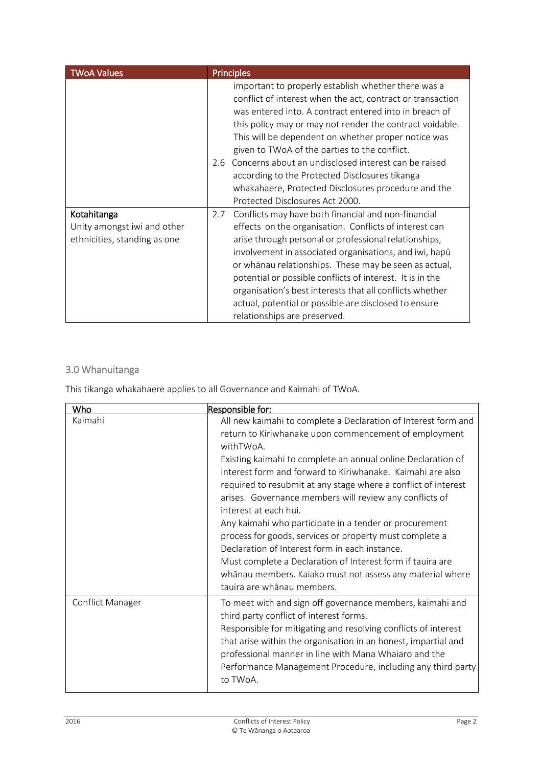| TWoA Values | Principles |
|---|---|
| | important to properly establish whether there was a conflict of interest when the act, contract or transaction was entered into. A contract entered into in breach of this policy may or may not render the contract voidable. This will be dependent on whether proper notice was given to TWoA of the parties to the conflict.<br>2.6 Concerns about an undisclosed interest can be raised according to the Protected Disclosures tikanga whakahaere, Protected Disclosures procedure and the Protected Disclosures Act 2000. |
| **Kotahitanga**<br>Unity amongst iwi and other ethnicities, standing as one | 2.7 Conflicts may have both financial and non-financial effects on the organisation. Conflicts of interest can arise through personal or professional relationships, involvement in associated organisations, and iwi, hapū or whānau relationships. These may be seen as actual, potential or possible conflicts of interest. It is in the organisation's best interests that all conflicts whether actual, potential or possible are disclosed to ensure relationships are preserved. |

## 3.0 Whanuitanga

This tikanga whakahaere applies to all Governance and Kaimahi of TWoA.

| Who | Responsible for: |
|---|---|
| Kaimahi | All new kaimahi to complete a Declaration of Interest form and return to Kiriwhanake upon commencement of employment withTWoA.<br>Existing kaimahi to complete an annual online Declaration of Interest form and forward to Kiriwhanake. Kaimahi are also required to resubmit at any stage where a conflict of interest arises. Governance members will review any conflicts of interest at each hui.<br>Any kaimahi who participate in a tender or procurement process for goods, services or property must complete a Declaration of Interest form in each instance.<br>Must complete a Declaration of Interest form if tauira are whānau members. Kaiako must not assess any material where tauira are whānau members. |
| Conflict Manager | To meet with and sign off governance members, kaimahi and third party conflict of interest forms.<br>Responsible for mitigating and resolving conflicts of interest that arise within the organisation in an honest, impartial and professional manner in line with Mana Whaiaro and the Performance Management Procedure, including any third party to TWoA. |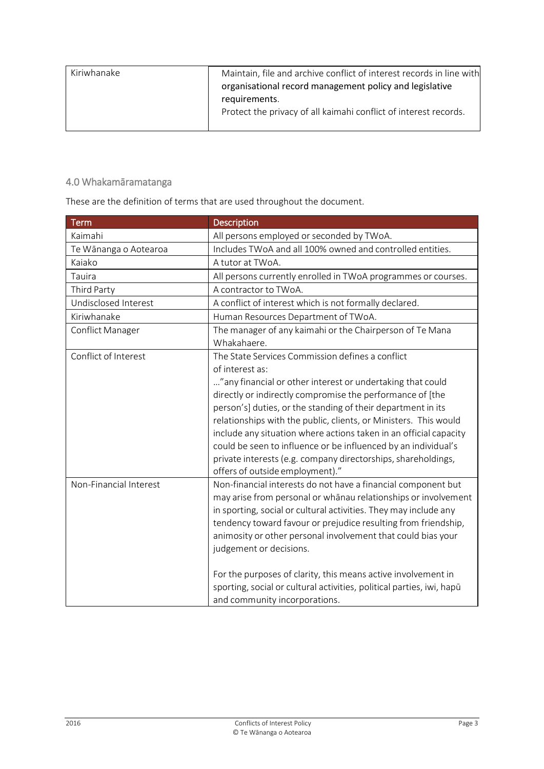| Kiriwhanake | Maintain, file and archive conflict of interest records in line with organisational record management policy and legislative requirements.<br>Protect the privacy of all kaimahi conflict of interest records. |
|---|---|

## 4.0 Whakamāramatanga

These are the definition of terms that are used throughout the document.

| Term | Description |
|---|---|
| Kaimahi | All persons employed or seconded by TWoA. |
| Te Wānanga o Aotearoa | Includes TWoA and all 100% owned and controlled entities. |
| Kaiako | A tutor at TWoA. |
| Tauira | All persons currently enrolled in TWoA programmes or courses. |
| Third Party | A contractor to TWoA. |
| Undisclosed Interest | A conflict of interest which is not formally declared. |
| Kiriwhanake | Human Resources Department of TWoA. |
| Conflict Manager | The manager of any kaimahi or the Chairperson of Te Mana Whakahaere. |
| Conflict of Interest | The State Services Commission defines a conflict of interest as:<br>…"any financial or other interest or undertaking that could directly or indirectly compromise the performance of [the person's] duties, or the standing of their department in its relationships with the public, clients, or Ministers. This would include any situation where actions taken in an official capacity could be seen to influence or be influenced by an individual's private interests (e.g. company directorships, shareholdings, offers of outside employment)." |
| Non-Financial Interest | Non-financial interests do not have a financial component but may arise from personal or whānau relationships or involvement in sporting, social or cultural activities. They may include any tendency toward favour or prejudice resulting from friendship, animosity or other personal involvement that could bias your judgement or decisions.<br><br>For the purposes of clarity, this means active involvement in sporting, social or cultural activities, political parties, iwi, hapū and community incorporations. |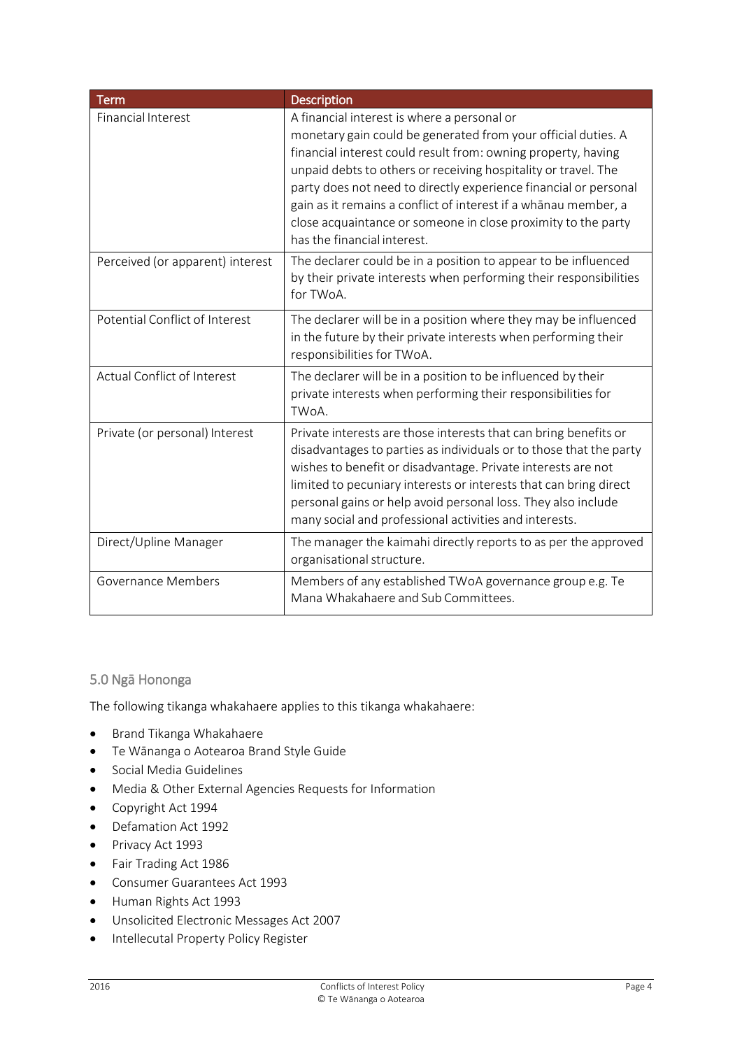| Term | Description |
| --- | --- |
| Financial Interest | A financial interest is where a personal or monetary gain could be generated from your official duties. A financial interest could result from: owning property, having unpaid debts to others or receiving hospitality or travel. The party does not need to directly experience financial or personal gain as it remains a conflict of interest if a whānau member, a close acquaintance or someone in close proximity to the party has the financial interest. |
| Perceived (or apparent) interest | The declarer could be in a position to appear to be influenced by their private interests when performing their responsibilities for TWoA. |
| Potential Conflict of Interest | The declarer will be in a position where they may be influenced in the future by their private interests when performing their responsibilities for TWoA. |
| Actual Conflict of Interest | The declarer will be in a position to be influenced by their private interests when performing their responsibilities for TWoA. |
| Private (or personal) Interest | Private interests are those interests that can bring benefits or disadvantages to parties as individuals or to those that the party wishes to benefit or disadvantage. Private interests are not limited to pecuniary interests or interests that can bring direct personal gains or help avoid personal loss. They also include many social and professional activities and interests. |
| Direct/Upline Manager | The manager the kaimahi directly reports to as per the approved organisational structure. |
| Governance Members | Members of any established TWoA governance group e.g. Te Mana Whakahaere and Sub Committees. |

## 5.0 Ngā Hononga

The following tikanga whakahaere applies to this tikanga whakahaere:

- Brand Tikanga Whakahaere
- Te Wānanga o Aotearoa Brand Style Guide
- Social Media Guidelines
- Media & Other External Agencies Requests for Information
- Copyright Act 1994
- Defamation Act 1992
- Privacy Act 1993
- Fair Trading Act 1986
- Consumer Guarantees Act 1993
- Human Rights Act 1993
- Unsolicited Electronic Messages Act 2007
- Intellecutal Property Policy Register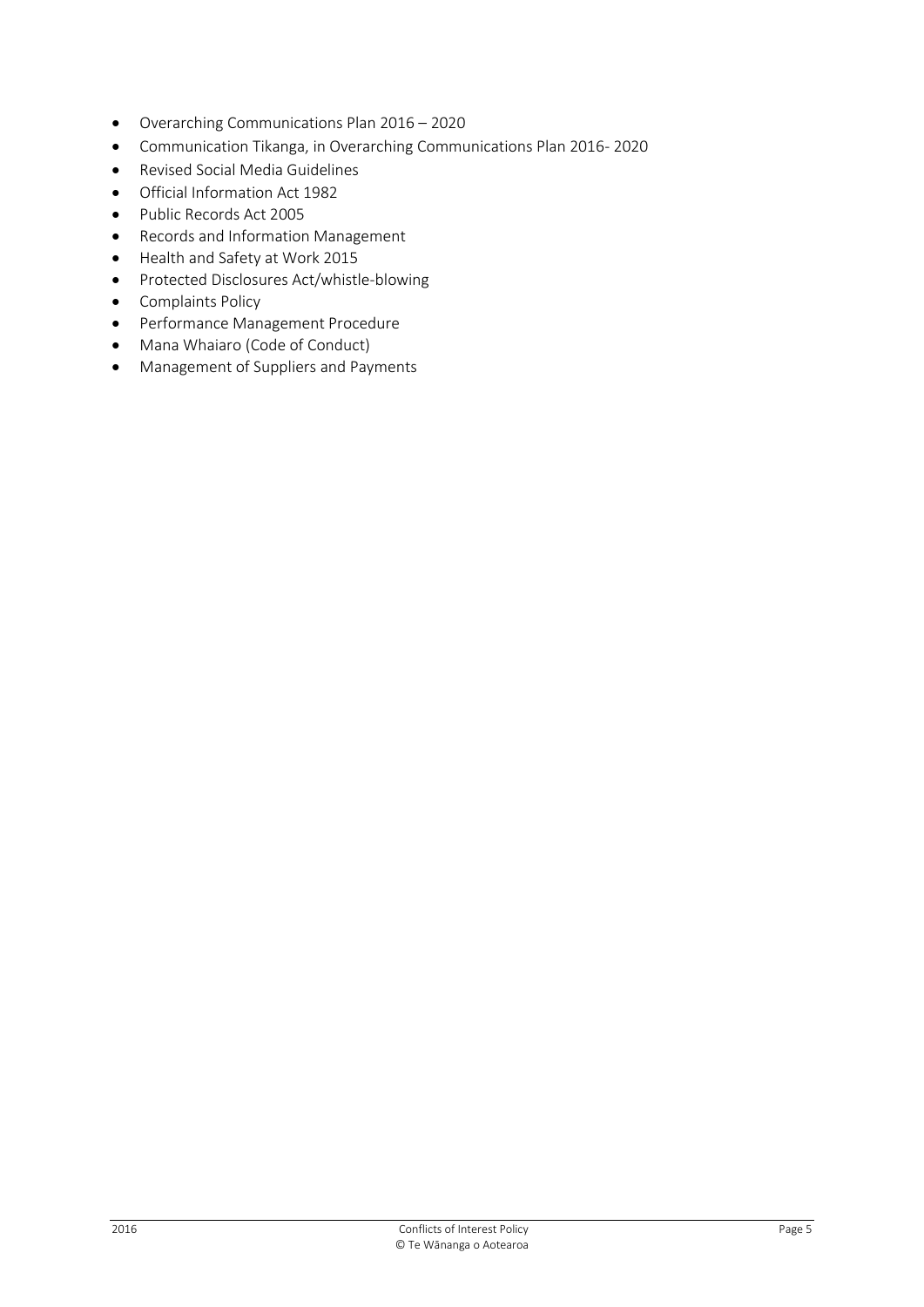- Overarching Communications Plan 2016 – 2020
- Communication Tikanga, in Overarching Communications Plan 2016- 2020
- Revised Social Media Guidelines
- Official Information Act 1982
- Public Records Act 2005
- Records and Information Management
- Health and Safety at Work 2015
- Protected Disclosures Act/whistle-blowing
- Complaints Policy
- Performance Management Procedure
- Mana Whaiaro (Code of Conduct)
- Management of Suppliers and Payments